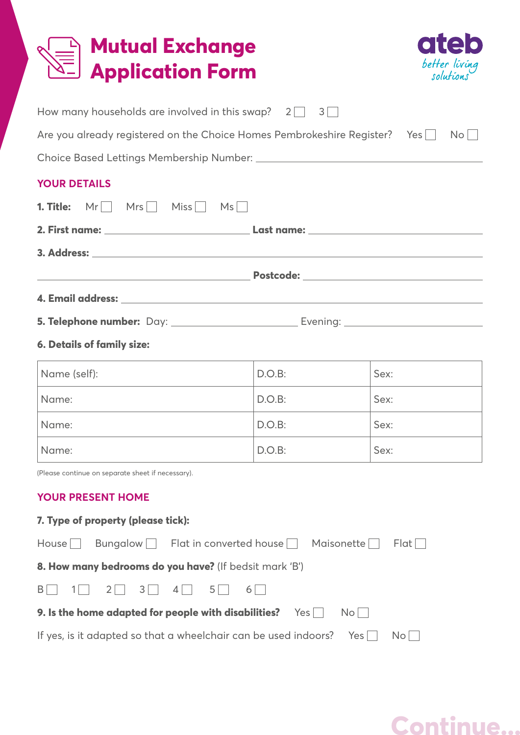# Mutual Exchange Application Form

ateb
better living solutions

How many households are involved in this swap? 2 ☐ 3 ☐

Are you already registered on the Choice Homes Pembrokeshire Register? Yes ☐ No ☐

Choice Based Lettings Membership Number: ______________________________

## YOUR DETAILS

**1. Title:** Mr ☐ Mrs ☐ Miss ☐ Ms ☐

**2. First name:** ______________________ **Last name:** ______________________

**3. Address:** ______________________________________________

______________________________ **Postcode:** ______________________

**4. Email address:** ______________________________________________

**5. Telephone number:** Day: ______________________ Evening: ______________________

**6. Details of family size:**

| | | |
|---|---|---|
| Name (self): | D.O.B: | Sex: |
| Name: | D.O.B: | Sex: |
| Name: | D.O.B: | Sex: |
| Name: | D.O.B: | Sex: |

(Please continue on separate sheet if necessary).

## YOUR PRESENT HOME

**7. Type of property (please tick):**

House ☐ Bungalow ☐ Flat in converted house ☐ Maisonette ☐ Flat ☐

**8. How many bedrooms do you have?** (If bedsit mark 'B')

B ☐ 1 ☐ 2 ☐ 3 ☐ 4 ☐ 5 ☐ 6 ☐

**9. Is the home adapted for people with disabilities?** Yes ☐ No ☐

If yes, is it adapted so that a wheelchair can be used indoors? Yes ☐ No ☐

Continue...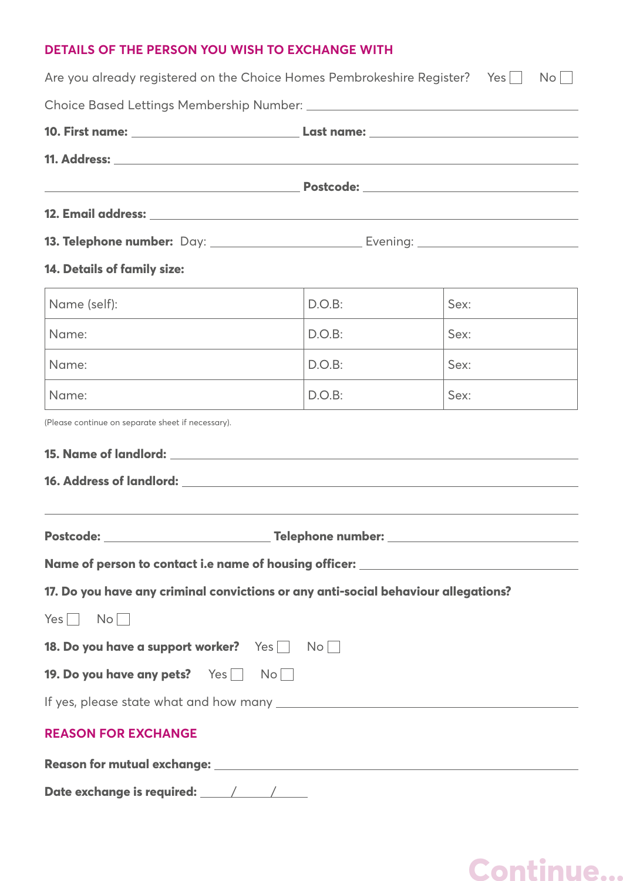## DETAILS OF THE PERSON YOU WISH TO EXCHANGE WITH

Are you already registered on the Choice Homes Pembrokeshire Register? Yes ☐ No ☐

Choice Based Lettings Membership Number: ______________________

**10. First name:** ______________________ **Last name:** ______________________

**11. Address:** ______________________________________________

______________________ **Postcode:** ______________________

**12. Email address:** ______________________________________________

**13. Telephone number:** Day: ______________________ Evening: ______________________

**14. Details of family size:**

| | | |
|---|---|---|
| Name (self): | D.O.B: | Sex: |
| Name: | D.O.B: | Sex: |
| Name: | D.O.B: | Sex: |
| Name: | D.O.B: | Sex: |

(Please continue on separate sheet if necessary).

**15. Name of landlord:** ______________________________________________

**16. Address of landlord:** ______________________________________________

______________________________________________

**Postcode:** ______________________ **Telephone number:** ______________________

**Name of person to contact i.e name of housing officer:** ______________________

**17. Do you have any criminal convictions or any anti-social behaviour allegations?**

Yes ☐ No ☐

**18. Do you have a support worker?** Yes ☐ No ☐

**19. Do you have any pets?** Yes ☐ No ☐

If yes, please state what and how many ______________________

## REASON FOR EXCHANGE

**Reason for mutual exchange:** ______________________________________________

**Date exchange is required:** ____/____/____

Continue...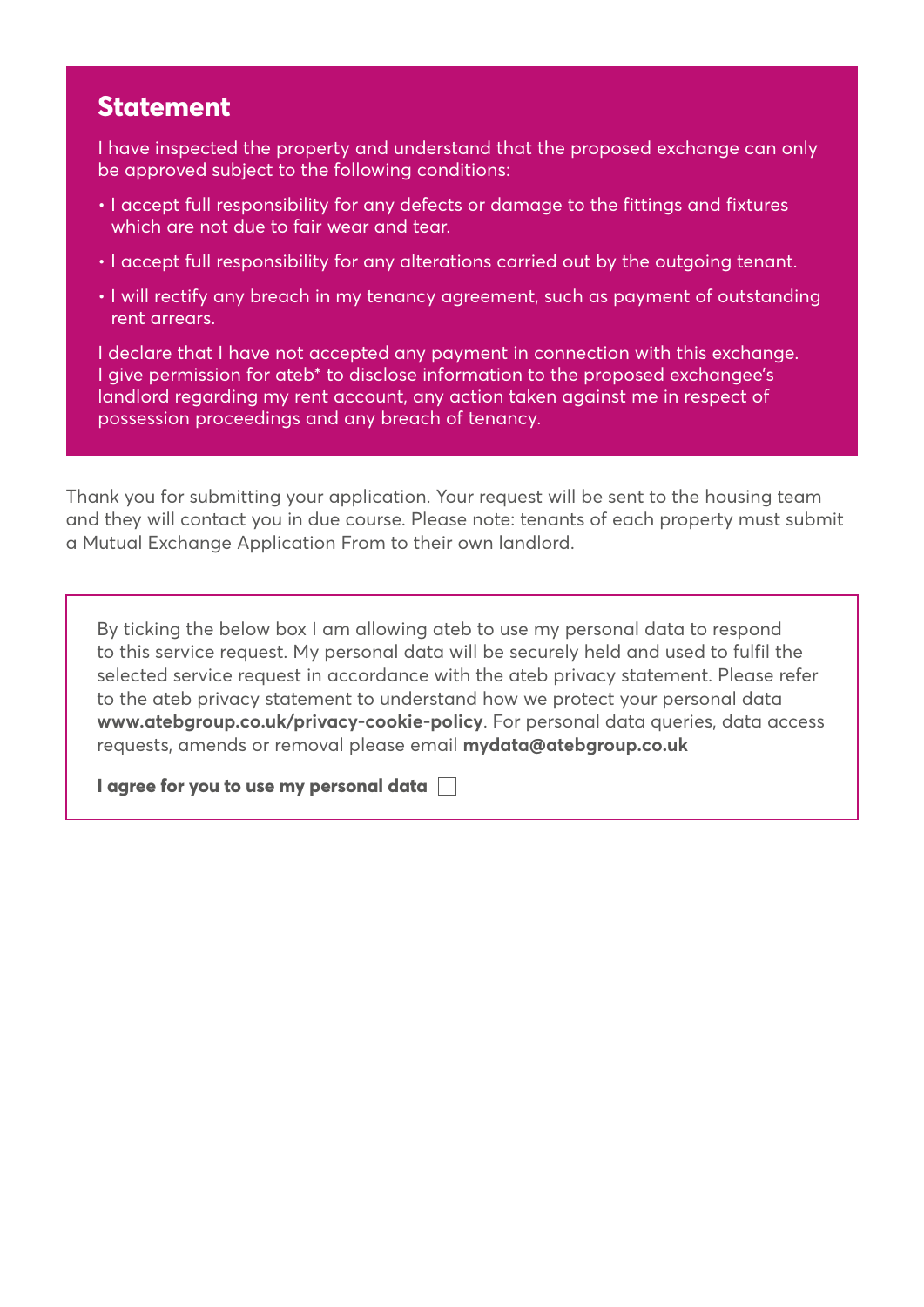## Statement

I have inspected the property and understand that the proposed exchange can only be approved subject to the following conditions:

- I accept full responsibility for any defects or damage to the fittings and fixtures which are not due to fair wear and tear.
- I accept full responsibility for any alterations carried out by the outgoing tenant.
- I will rectify any breach in my tenancy agreement, such as payment of outstanding rent arrears.

I declare that I have not accepted any payment in connection with this exchange. I give permission for ateb* to disclose information to the proposed exchangee's landlord regarding my rent account, any action taken against me in respect of possession proceedings and any breach of tenancy.

Thank you for submitting your application. Your request will be sent to the housing team and they will contact you in due course. Please note: tenants of each property must submit a Mutual Exchange Application From to their own landlord.

By ticking the below box I am allowing ateb to use my personal data to respond to this service request. My personal data will be securely held and used to fulfil the selected service request in accordance with the ateb privacy statement. Please refer to the ateb privacy statement to understand how we protect your personal data **www.atebgroup.co.uk/privacy-cookie-policy**. For personal data queries, data access requests, amends or removal please email **mydata@atebgroup.co.uk**

**I agree for you to use my personal data** ☐